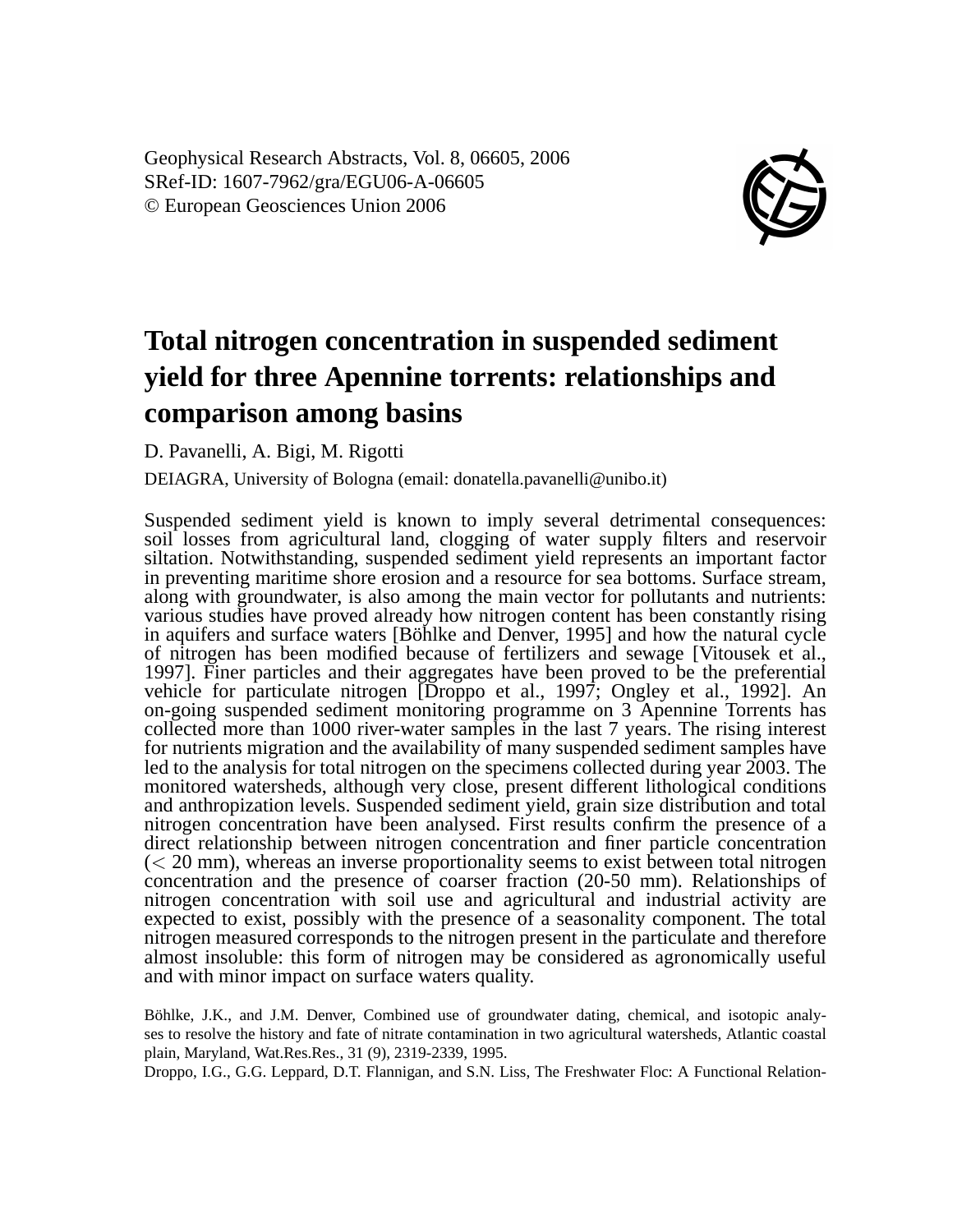Geophysical Research Abstracts, Vol. 8, 06605, 2006
SRef-ID: 1607-7962/gra/EGU06-A-06605
© European Geosciences Union 2006

# Total nitrogen concentration in suspended sediment yield for three Apennine torrents: relationships and comparison among basins

D. Pavanelli, A. Bigi, M. Rigotti

DEIAGRA, University of Bologna (email: donatella.pavanelli@unibo.it)

Suspended sediment yield is known to imply several detrimental consequences: soil losses from agricultural land, clogging of water supply filters and reservoir siltation. Notwithstanding, suspended sediment yield represents an important factor in preventing maritime shore erosion and a resource for sea bottoms. Surface stream, along with groundwater, is also among the main vector for pollutants and nutrients: various studies have proved already how nitrogen content has been constantly rising in aquifers and surface waters [Böhlke and Denver, 1995] and how the natural cycle of nitrogen has been modified because of fertilizers and sewage [Vitousek et al., 1997]. Finer particles and their aggregates have been proved to be the preferential vehicle for particulate nitrogen [Droppo et al., 1997; Ongley et al., 1992]. An on-going suspended sediment monitoring programme on 3 Apennine Torrents has collected more than 1000 river-water samples in the last 7 years. The rising interest for nutrients migration and the availability of many suspended sediment samples have led to the analysis for total nitrogen on the specimens collected during year 2003. The monitored watersheds, although very close, present different lithological conditions and anthropization levels. Suspended sediment yield, grain size distribution and total nitrogen concentration have been analysed. First results confirm the presence of a direct relationship between nitrogen concentration and finer particle concentration (< 20 mm), whereas an inverse proportionality seems to exist between total nitrogen concentration and the presence of coarser fraction (20-50 mm). Relationships of nitrogen concentration with soil use and agricultural and industrial activity are expected to exist, possibly with the presence of a seasonality component. The total nitrogen measured corresponds to the nitrogen present in the particulate and therefore almost insoluble: this form of nitrogen may be considered as agronomically useful and with minor impact on surface waters quality.

Böhlke, J.K., and J.M. Denver, Combined use of groundwater dating, chemical, and isotopic analyses to resolve the history and fate of nitrate contamination in two agricultural watersheds, Atlantic coastal plain, Maryland, Wat.Res.Res., 31 (9), 2319-2339, 1995.

Droppo, I.G., G.G. Leppard, D.T. Flannigan, and S.N. Liss, The Freshwater Floc: A Functional Relation-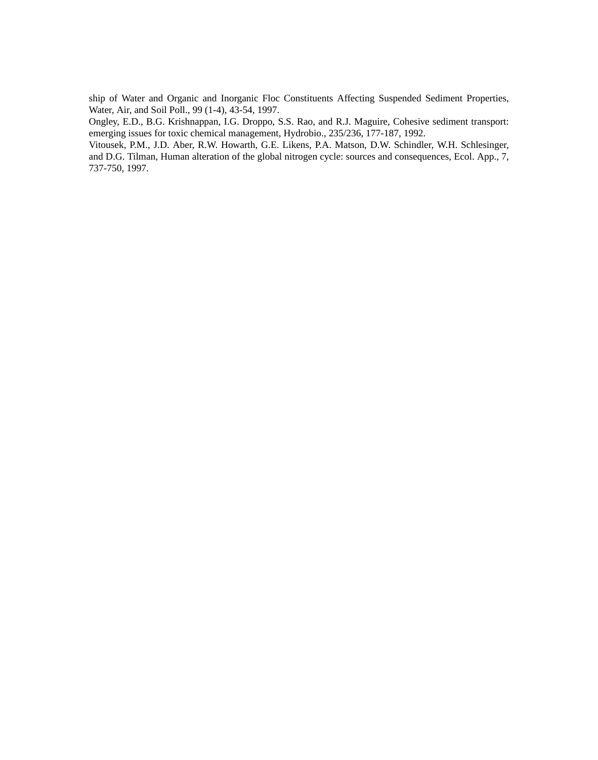ship of Water and Organic and Inorganic Floc Constituents Affecting Suspended Sediment Properties, Water, Air, and Soil Poll., 99 (1-4), 43-54, 1997.

Ongley, E.D., B.G. Krishnappan, I.G. Droppo, S.S. Rao, and R.J. Maguire, Cohesive sediment transport: emerging issues for toxic chemical management, Hydrobio., 235/236, 177-187, 1992.

Vitousek, P.M., J.D. Aber, R.W. Howarth, G.E. Likens, P.A. Matson, D.W. Schindler, W.H. Schlesinger, and D.G. Tilman, Human alteration of the global nitrogen cycle: sources and consequences, Ecol. App., 7, 737-750, 1997.